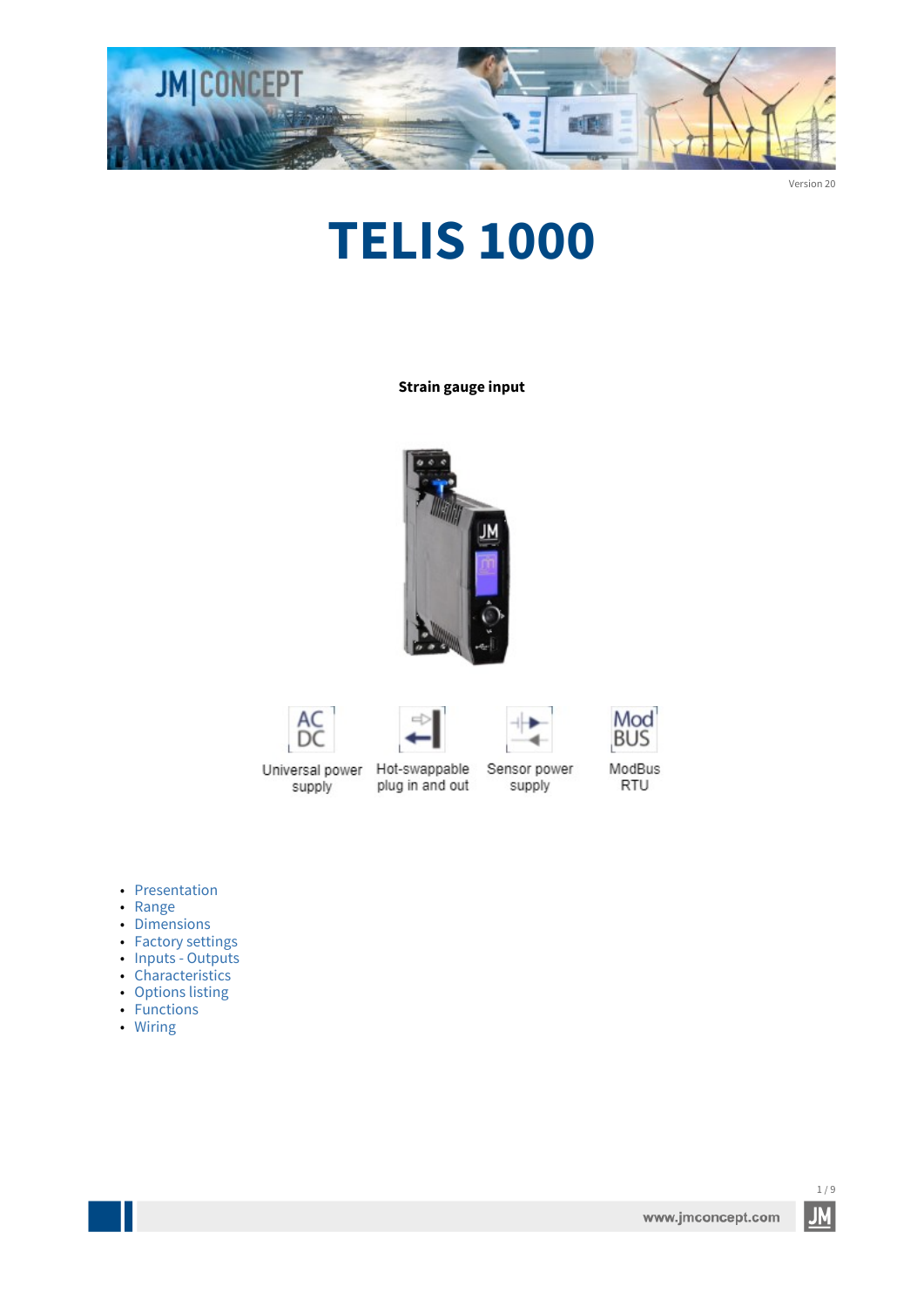Version 20

# TELIS 1000

**Strain gauge input**

Universal power supply

Hot-swappable plug in and out

Sensor power supply

ModBus RTU

- Presentation
- Range
- Dimensions
- Factory settings
- Inputs - Outputs
- Characteristics
- Options listing
- Functions
- Wiring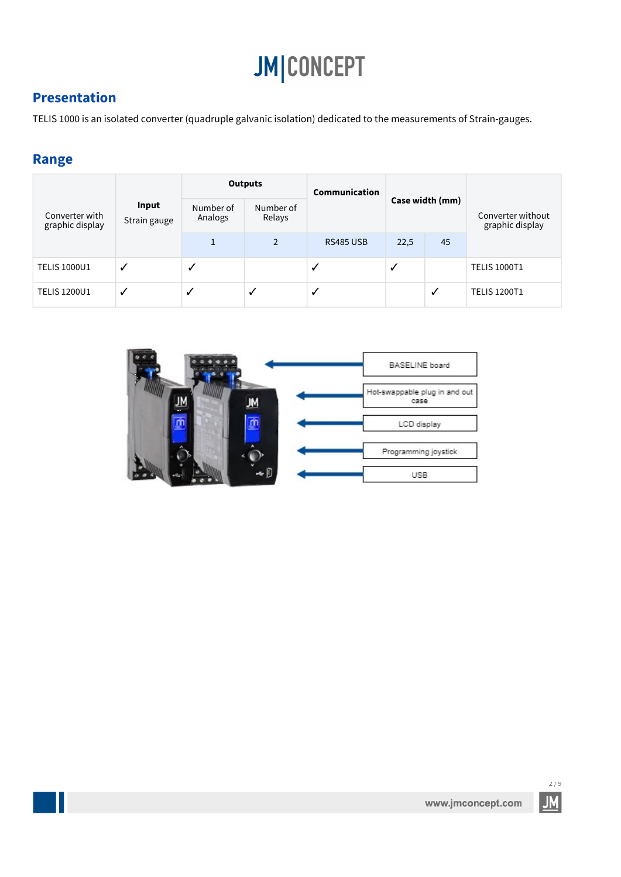## Presentation

TELIS 1000 is an isolated converter (quadruple galvanic isolation) dedicated to the measurements of Strain-gauges.

## Range

| Converter with graphic display | Input | Outputs | | Communication | Case width (mm) | | Converter without graphic display |
|---|---|---|---|---|---|---|---|
| | Strain gauge | Number of Analogs | Number of Relays | | | | |
| | | 1 | 2 | RS485 USB | 22,5 | 45 | |
| TELIS 1000U1 | ✓ | ✓ | | ✓ | ✓ | | TELIS 1000T1 |
| TELIS 1200U1 | ✓ | ✓ | ✓ | ✓ | | ✓ | TELIS 1200T1 |

BASELINE board

Hot-swappable plug in and out case

LCD display

Programming joystick

USB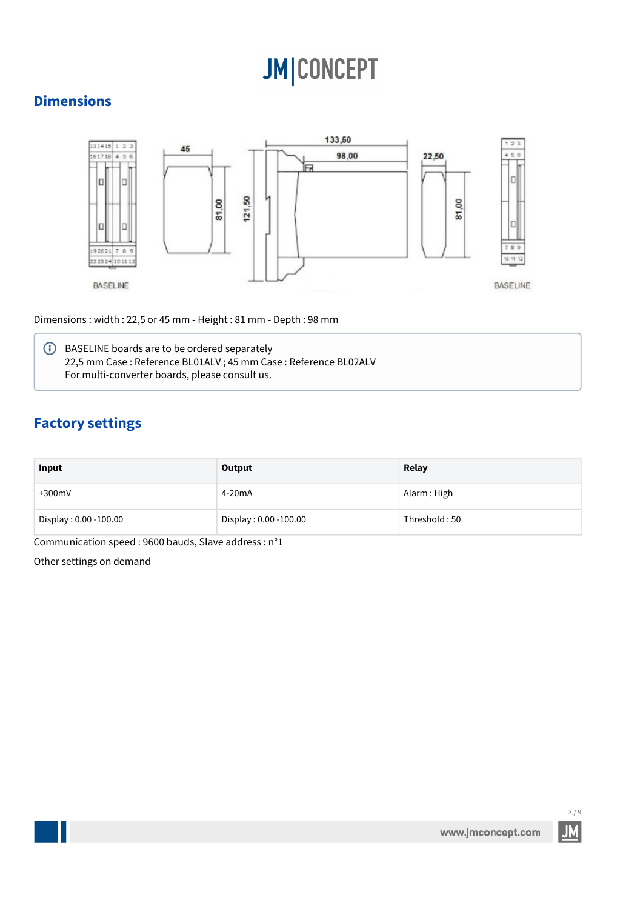## Dimensions

Dimensions : width : 22,5 or 45 mm - Height : 81 mm - Depth : 98 mm

BASELINE boards are to be ordered separately
22,5 mm Case : Reference BL01ALV ; 45 mm Case : Reference BL02ALV
For multi-converter boards, please consult us.

## Factory settings

| Input | Output | Relay |
|---|---|---|
| ±300mV | 4-20mA | Alarm : High |
| Display : 0.00 -100.00 | Display : 0.00 -100.00 | Threshold : 50 |

Communication speed : 9600 bauds, Slave address : n°1

Other settings on demand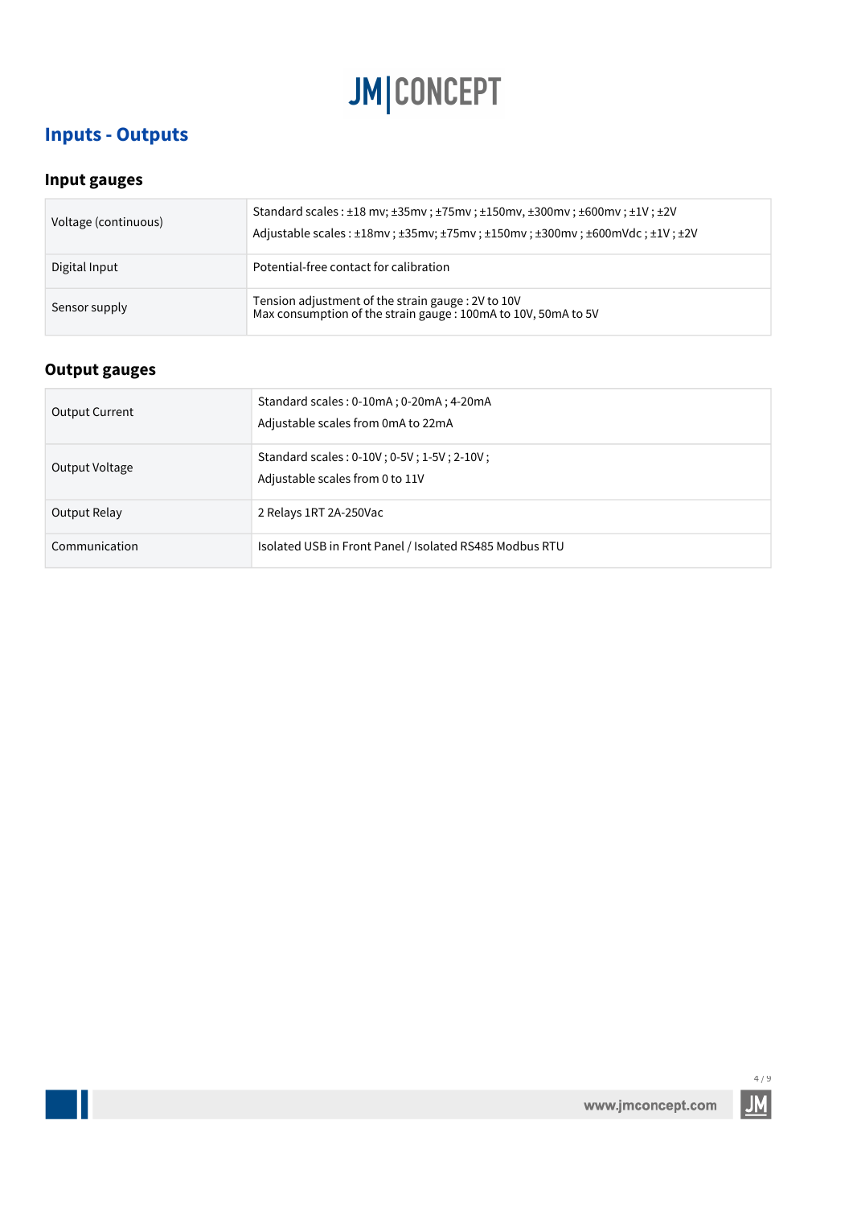## Inputs - Outputs

### Input gauges

| | |
|---|---|
| Voltage (continuous) | Standard scales : ±18 mv; ±35mv ; ±75mv ; ±150mv, ±300mv ; ±600mv ; ±1V ; ±2V<br>Adjustable scales : ±18mv ; ±35mv; ±75mv ; ±150mv ; ±300mv ; ±600mVdc ; ±1V ; ±2V |
| Digital Input | Potential-free contact for calibration |
| Sensor supply | Tension adjustment of the strain gauge : 2V to 10V<br>Max consumption of the strain gauge : 100mA to 10V, 50mA to 5V |

### Output gauges

| | |
|---|---|
| Output Current | Standard scales : 0-10mA ; 0-20mA ; 4-20mA<br>Adjustable scales from 0mA to 22mA |
| Output Voltage | Standard scales : 0-10V ; 0-5V ; 1-5V ; 2-10V ;<br>Adjustable scales from 0 to 11V |
| Output Relay | 2 Relays 1RT 2A-250Vac |
| Communication | Isolated USB in Front Panel / Isolated RS485 Modbus RTU |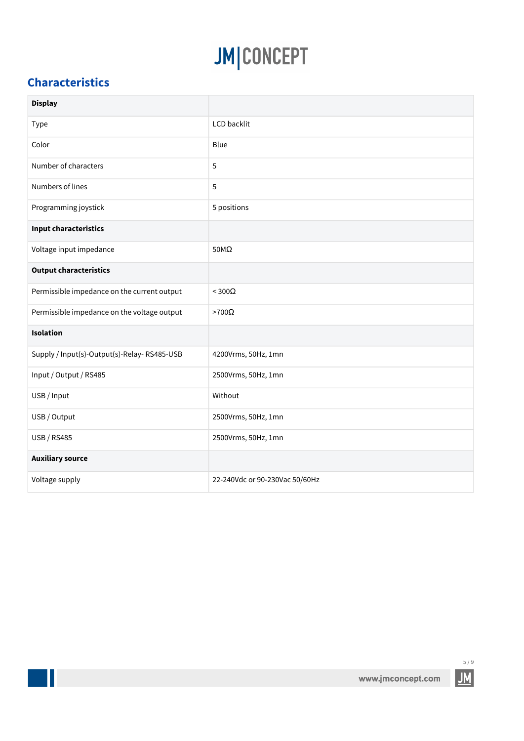## Characteristics

| **Display** | |
|---|---|
| Type | LCD backlit |
| Color | Blue |
| Number of characters | 5 |
| Numbers of lines | 5 |
| Programming joystick | 5 positions |
| **Input characteristics** | |
| Voltage input impedance | 50MΩ |
| **Output characteristics** | |
| Permissible impedance on the current output | < 300Ω |
| Permissible impedance on the voltage output | >700Ω |
| **Isolation** | |
| Supply / Input(s)-Output(s)-Relay- RS485-USB | 4200Vrms, 50Hz, 1mn |
| Input / Output / RS485 | 2500Vrms, 50Hz, 1mn |
| USB / Input | Without |
| USB / Output | 2500Vrms, 50Hz, 1mn |
| USB / RS485 | 2500Vrms, 50Hz, 1mn |
| **Auxiliary source** | |
| Voltage supply | 22-240Vdc or 90-230Vac 50/60Hz |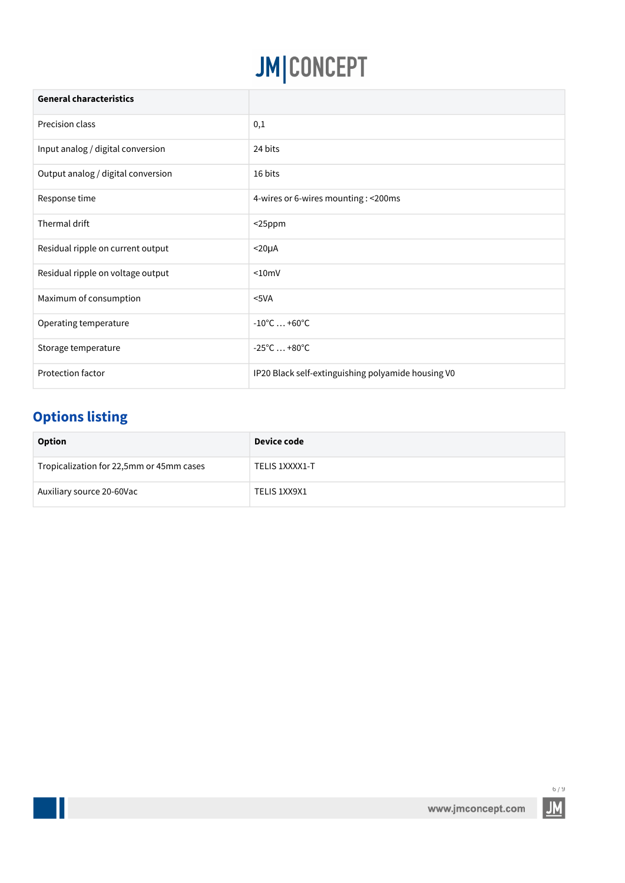| General characteristics | |
|---|---|
| Precision class | 0,1 |
| Input analog / digital conversion | 24 bits |
| Output analog / digital conversion | 16 bits |
| Response time | 4-wires or 6-wires mounting : <200ms |
| Thermal drift | <25ppm |
| Residual ripple on current output | <20µA |
| Residual ripple on voltage output | <10mV |
| Maximum of consumption | <5VA |
| Operating temperature | -10°C … +60°C |
| Storage temperature | -25°C … +80°C |
| Protection factor | IP20 Black self-extinguishing polyamide housing V0 |

## Options listing

| Option | Device code |
|---|---|
| Tropicalization for 22,5mm or 45mm cases | TELIS 1XXXX1-T |
| Auxiliary source 20-60Vac | TELIS 1XX9X1 |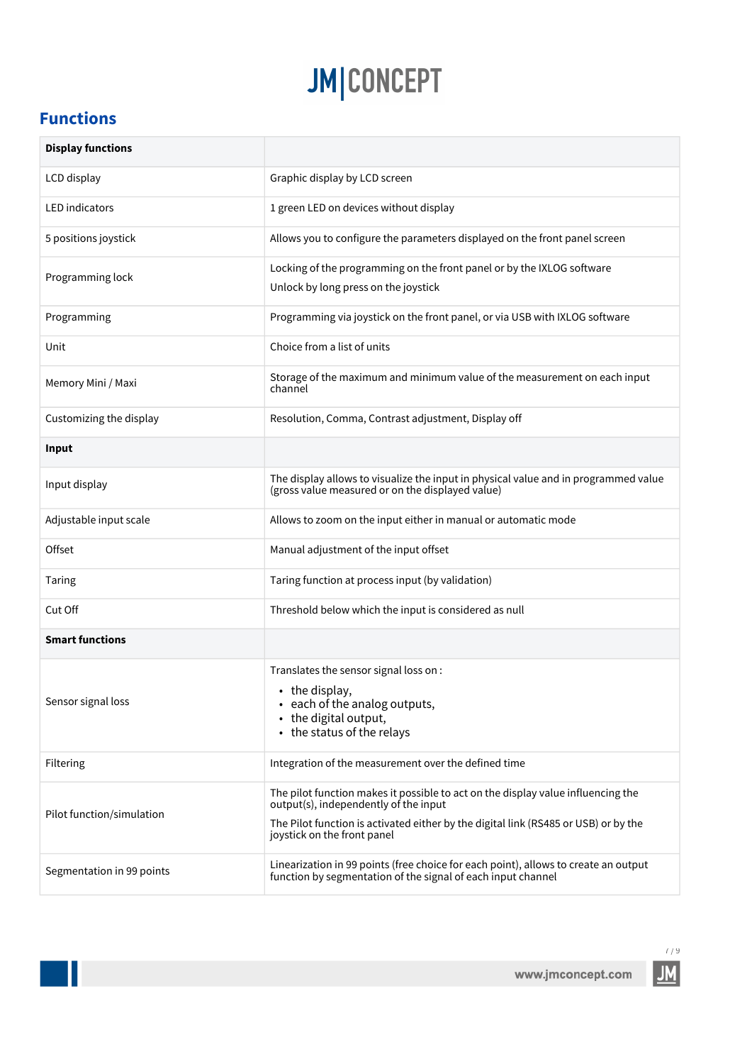## Functions

| Display functions | |
|---|---|
| LCD display | Graphic display by LCD screen |
| LED indicators | 1 green LED on devices without display |
| 5 positions joystick | Allows you to configure the parameters displayed on the front panel screen |
| Programming lock | Locking of the programming on the front panel or by the IXLOG software<br>Unlock by long press on the joystick |
| Programming | Programming via joystick on the front panel, or via USB with IXLOG software |
| Unit | Choice from a list of units |
| Memory Mini / Maxi | Storage of the maximum and minimum value of the measurement on each input channel |
| Customizing the display | Resolution, Comma, Contrast adjustment, Display off |
| **Input** | |
| Input display | The display allows to visualize the input in physical value and in programmed value (gross value measured or on the displayed value) |
| Adjustable input scale | Allows to zoom on the input either in manual or automatic mode |
| Offset | Manual adjustment of the input offset |
| Taring | Taring function at process input (by validation) |
| Cut Off | Threshold below which the input is considered as null |
| **Smart functions** | |
| Sensor signal loss | Translates the sensor signal loss on :<br>• the display,<br>• each of the analog outputs,<br>• the digital output,<br>• the status of the relays |
| Filtering | Integration of the measurement over the defined time |
| Pilot function/simulation | The pilot function makes it possible to act on the display value influencing the output(s), independently of the input<br>The Pilot function is activated either by the digital link (RS485 or USB) or by the joystick on the front panel |
| Segmentation in 99 points | Linearization in 99 points (free choice for each point), allows to create an output function by segmentation of the signal of each input channel |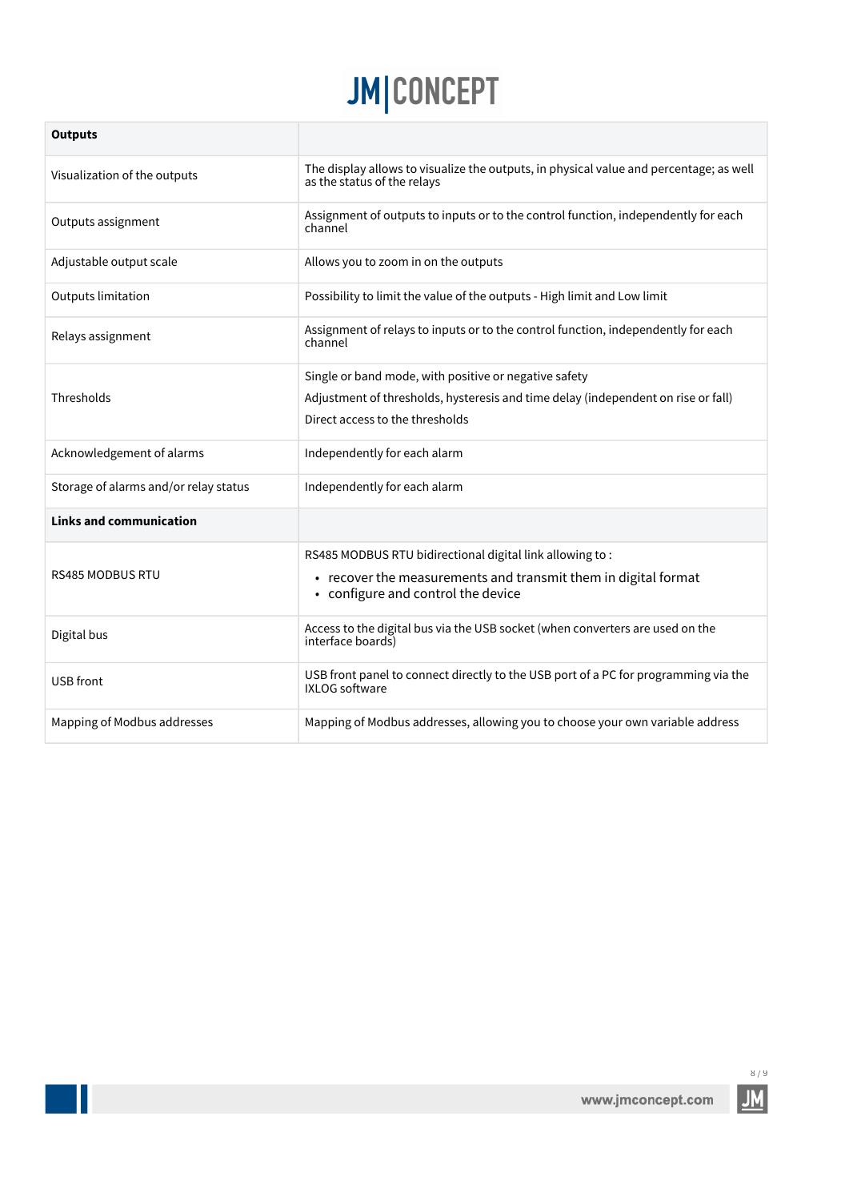| **Outputs** | |
|---|---|
| Visualization of the outputs | The display allows to visualize the outputs, in physical value and percentage; as well as the status of the relays |
| Outputs assignment | Assignment of outputs to inputs or to the control function, independently for each channel |
| Adjustable output scale | Allows you to zoom in on the outputs |
| Outputs limitation | Possibility to limit the value of the outputs - High limit and Low limit |
| Relays assignment | Assignment of relays to inputs or to the control function, independently for each channel |
| Thresholds | Single or band mode, with positive or negative safety<br>Adjustment of thresholds, hysteresis and time delay (independent on rise or fall)<br>Direct access to the thresholds |
| Acknowledgement of alarms | Independently for each alarm |
| Storage of alarms and/or relay status | Independently for each alarm |
| **Links and communication** | |
| RS485 MODBUS RTU | RS485 MODBUS RTU bidirectional digital link allowing to :<br>• recover the measurements and transmit them in digital format<br>• configure and control the device |
| Digital bus | Access to the digital bus via the USB socket (when converters are used on the interface boards) |
| USB front | USB front panel to connect directly to the USB port of a PC for programming via the IXLOG software |
| Mapping of Modbus addresses | Mapping of Modbus addresses, allowing you to choose your own variable address |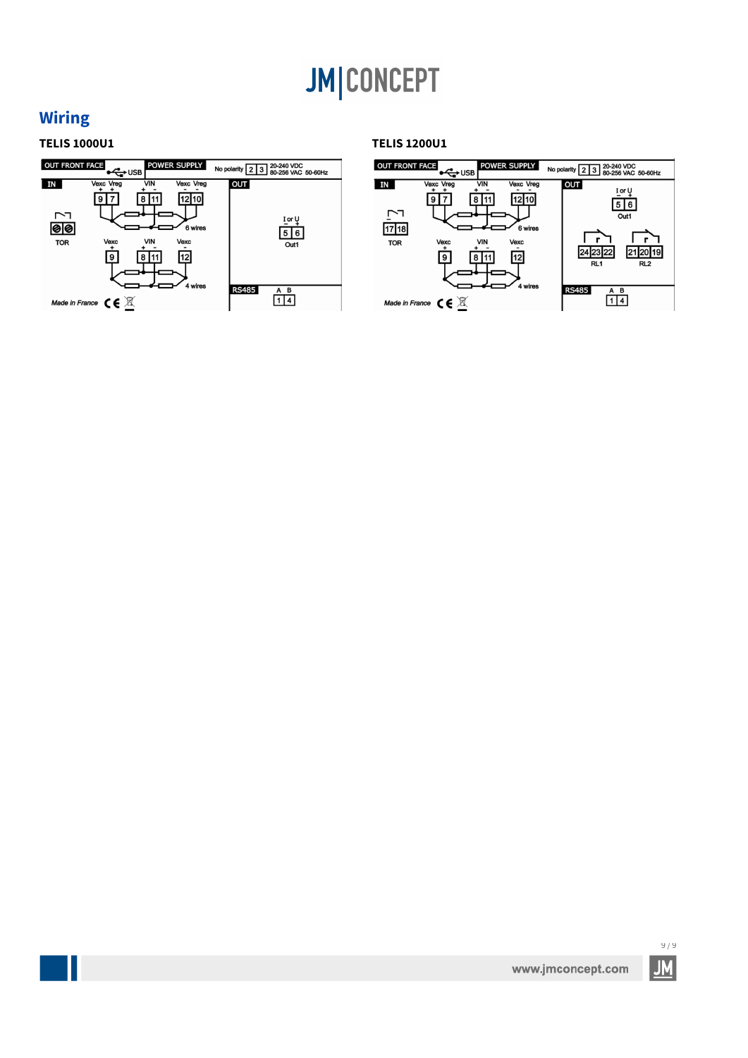## Wiring

### TELIS 1000U1

OUT FRONT FACE
USB
POWER SUPPLY
No polarity 2 3 20-240 VDC 80-256 VAC 50-60Hz
IN
Vexc Vreg
\+ +
9 7
VIN
\+ -
8 11
Vexc Vreg
\- -
12 10
6 wires
TOR
Vexc
\+
9
VIN
\+ -
8 11
Vexc
\-
12
4 wires
OUT
I or U
\- +
5 6
Out1
RS485
A B
1 4
Made in France

### TELIS 1200U1

OUT FRONT FACE
USB
POWER SUPPLY
No polarity 2 3 20-240 VDC 80-256 VAC 50-60Hz
IN
Vexc Vreg
\+ +
9 7
VIN
\+ -
8 11
Vexc Vreg
\- -
12 10
6 wires
17 18
TOR
Vexc
\+
9
VIN
\+ -
8 11
Vexc
\-
12
4 wires
OUT
I or U
\- +
5 6
Out1
24 23 22
RL1
21 20 19
RL2
RS485
A B
1 4
Made in France